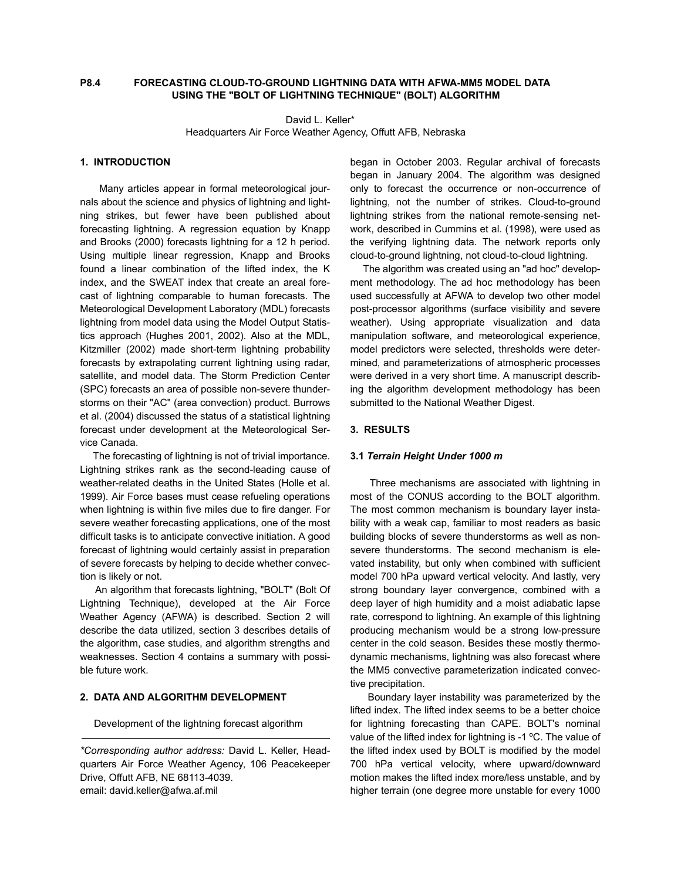**P8.4 FORECASTING CLOUD-TO-GROUND LIGHTNING DATA WITH AFWA-MM5 MODEL DATA USING THE "BOLT OF LIGHTNING TECHNIQUE" (BOLT) ALGORITHM**

David L. Keller*
Headquarters Air Force Weather Agency, Offutt AFB, Nebraska

## 1. INTRODUCTION

Many articles appear in formal meteorological journals about the science and physics of lightning and lightning strikes, but fewer have been published about forecasting lightning. A regression equation by Knapp and Brooks (2000) forecasts lightning for a 12 h period. Using multiple linear regression, Knapp and Brooks found a linear combination of the lifted index, the K index, and the SWEAT index that create an areal forecast of lightning comparable to human forecasts. The Meteorological Development Laboratory (MDL) forecasts lightning from model data using the Model Output Statistics approach (Hughes 2001, 2002). Also at the MDL, Kitzmiller (2002) made short-term lightning probability forecasts by extrapolating current lightning using radar, satellite, and model data. The Storm Prediction Center (SPC) forecasts an area of possible non-severe thunderstorms on their "AC" (area convection) product. Burrows et al. (2004) discussed the status of a statistical lightning forecast under development at the Meteorological Service Canada.

The forecasting of lightning is not of trivial importance. Lightning strikes rank as the second-leading cause of weather-related deaths in the United States (Holle et al. 1999). Air Force bases must cease refueling operations when lightning is within five miles due to fire danger. For severe weather forecasting applications, one of the most difficult tasks is to anticipate convective initiation. A good forecast of lightning would certainly assist in preparation of severe forecasts by helping to decide whether convection is likely or not.

An algorithm that forecasts lightning, "BOLT" (Bolt Of Lightning Technique), developed at the Air Force Weather Agency (AFWA) is described. Section 2 will describe the data utilized, section 3 describes details of the algorithm, case studies, and algorithm strengths and weaknesses. Section 4 contains a summary with possible future work.

## 2. DATA AND ALGORITHM DEVELOPMENT

Development of the lightning forecast algorithm began in October 2003. Regular archival of forecasts began in January 2004. The algorithm was designed only to forecast the occurrence or non-occurrence of lightning, not the number of strikes. Cloud-to-ground lightning strikes from the national remote-sensing network, described in Cummins et al. (1998), were used as the verifying lightning data. The network reports only cloud-to-ground lightning, not cloud-to-cloud lightning.

The algorithm was created using an "ad hoc" development methodology. The ad hoc methodology has been used successfully at AFWA to develop two other model post-processor algorithms (surface visibility and severe weather). Using appropriate visualization and data manipulation software, and meteorological experience, model predictors were selected, thresholds were determined, and parameterizations of atmospheric processes were derived in a very short time. A manuscript describing the algorithm development methodology has been submitted to the National Weather Digest.

## 3. RESULTS

### 3.1 *Terrain Height Under 1000 m*

Three mechanisms are associated with lightning in most of the CONUS according to the BOLT algorithm. The most common mechanism is boundary layer instability with a weak cap, familiar to most readers as basic building blocks of severe thunderstorms as well as non-severe thunderstorms. The second mechanism is elevated instability, but only when combined with sufficient model 700 hPa upward vertical velocity. And lastly, very strong boundary layer convergence, combined with a deep layer of high humidity and a moist adiabatic lapse rate, correspond to lightning. An example of this lightning producing mechanism would be a strong low-pressure center in the cold season. Besides these mostly thermodynamic mechanisms, lightning was also forecast where the MM5 convective parameterization indicated convective precipitation.

Boundary layer instability was parameterized by the lifted index. The lifted index seems to be a better choice for lightning forecasting than CAPE. BOLT's nominal value of the lifted index for lightning is -1 ºC. The value of the lifted index used by BOLT is modified by the model 700 hPa vertical velocity, where upward/downward motion makes the lifted index more/less unstable, and by higher terrain (one degree more unstable for every 1000

---

*Corresponding author address:* David L. Keller, Headquarters Air Force Weather Agency, 106 Peacekeeper Drive, Offutt AFB, NE 68113-4039.
email: david.keller@afwa.af.mil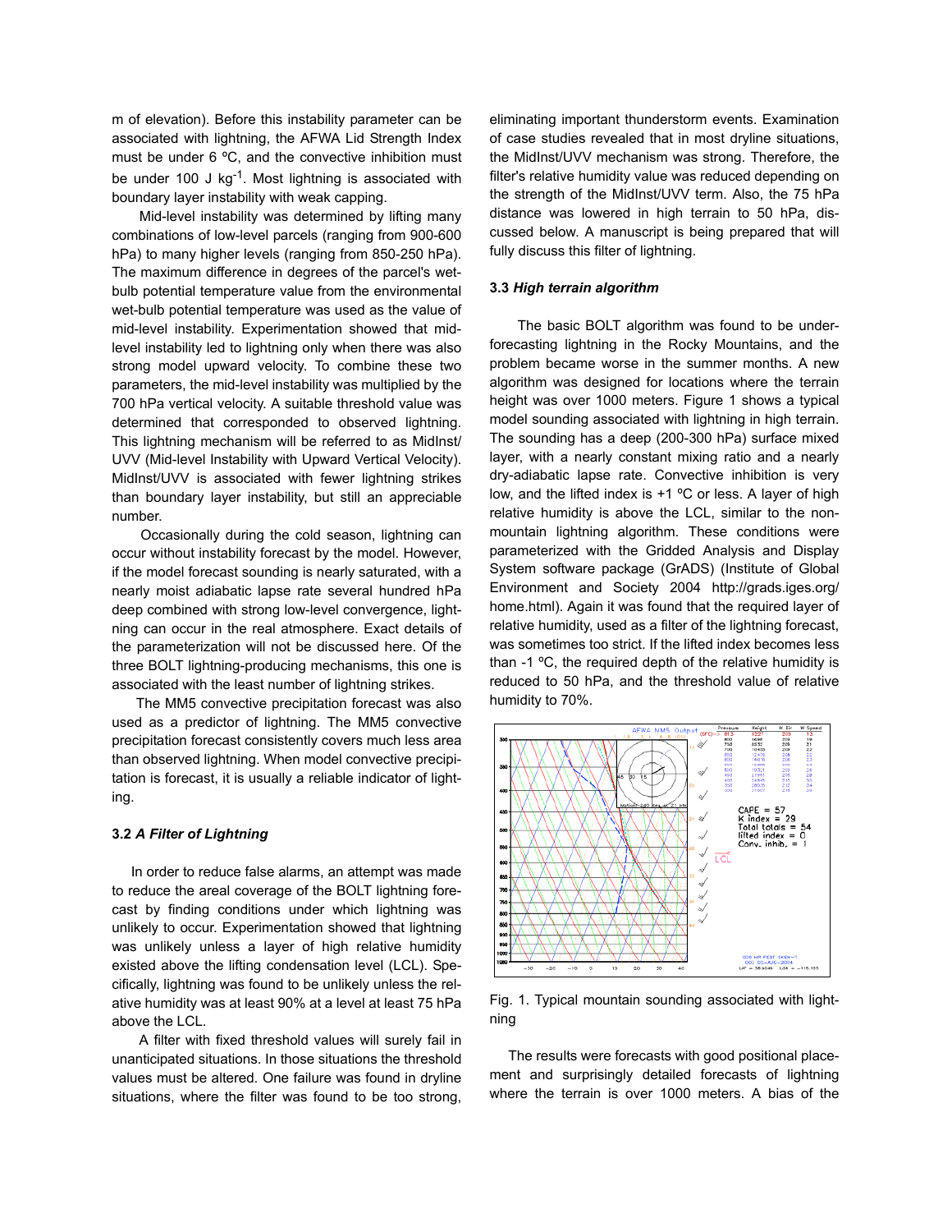m of elevation). Before this instability parameter can be associated with lightning, the AFWA Lid Strength Index must be under 6 ºC, and the convective inhibition must be under 100 J $kg^{-1}$. Most lightning is associated with boundary layer instability with weak capping.

Mid-level instability was determined by lifting many combinations of low-level parcels (ranging from 900-600 hPa) to many higher levels (ranging from 850-250 hPa). The maximum difference in degrees of the parcel's wet-bulb potential temperature value from the environmental wet-bulb potential temperature was used as the value of mid-level instability. Experimentation showed that mid-level instability led to lightning only when there was also strong model upward velocity. To combine these two parameters, the mid-level instability was multiplied by the 700 hPa vertical velocity. A suitable threshold value was determined that corresponded to observed lightning. This lightning mechanism will be referred to as MidInst/UVV (Mid-level Instability with Upward Vertical Velocity). MidInst/UVV is associated with fewer lightning strikes than boundary layer instability, but still an appreciable number.

Occasionally during the cold season, lightning can occur without instability forecast by the model. However, if the model forecast sounding is nearly saturated, with a nearly moist adiabatic lapse rate several hundred hPa deep combined with strong low-level convergence, lightning can occur in the real atmosphere. Exact details of the parameterization will not be discussed here. Of the three BOLT lightning-producing mechanisms, this one is associated with the least number of lightning strikes.

The MM5 convective precipitation forecast was also used as a predictor of lightning. The MM5 convective precipitation forecast consistently covers much less area than observed lightning. When model convective precipitation is forecast, it is usually a reliable indicator of lightning.

### 3.2 *A Filter of Lightning*

In order to reduce false alarms, an attempt was made to reduce the areal coverage of the BOLT lightning forecast by finding conditions under which lightning was unlikely to occur. Experimentation showed that lightning was unlikely unless a layer of high relative humidity existed above the lifting condensation level (LCL). Specifically, lightning was found to be unlikely unless the relative humidity was at least 90% at a level at least 75 hPa above the LCL.

A filter with fixed threshold values will surely fail in unanticipated situations. In those situations the threshold values must be altered. One failure was found in dryline situations, where the filter was found to be too strong, eliminating important thunderstorm events. Examination of case studies revealed that in most dryline situations, the MidInst/UVV mechanism was strong. Therefore, the filter's relative humidity value was reduced depending on the strength of the MidInst/UVV term. Also, the 75 hPa distance was lowered in high terrain to 50 hPa, discussed below. A manuscript is being prepared that will fully discuss this filter of lightning.

### 3.3 *High terrain algorithm*

The basic BOLT algorithm was found to be under-forecasting lightning in the Rocky Mountains, and the problem became worse in the summer months. A new algorithm was designed for locations where the terrain height was over 1000 meters. Figure 1 shows a typical model sounding associated with lightning in high terrain. The sounding has a deep (200-300 hPa) surface mixed layer, with a nearly constant mixing ratio and a nearly dry-adiabatic lapse rate. Convective inhibition is very low, and the lifted index is +1 ºC or less. A layer of high relative humidity is above the LCL, similar to the non-mountain lightning algorithm. These conditions were parameterized with the Gridded Analysis and Display System software package (GrADS) (Institute of Global Environment and Society 2004 http://grads.iges.org/home.html). Again it was found that the required layer of relative humidity, used as a filter of the lightning forecast, was sometimes too strict. If the lifted index becomes less than -1 ºC, the required depth of the relative humidity is reduced to 50 hPa, and the threshold value of relative humidity to 70%.

Fig. 1. Typical mountain sounding associated with lightning

The results were forecasts with good positional placement and surprisingly detailed forecasts of lightning where the terrain is over 1000 meters. A bias of the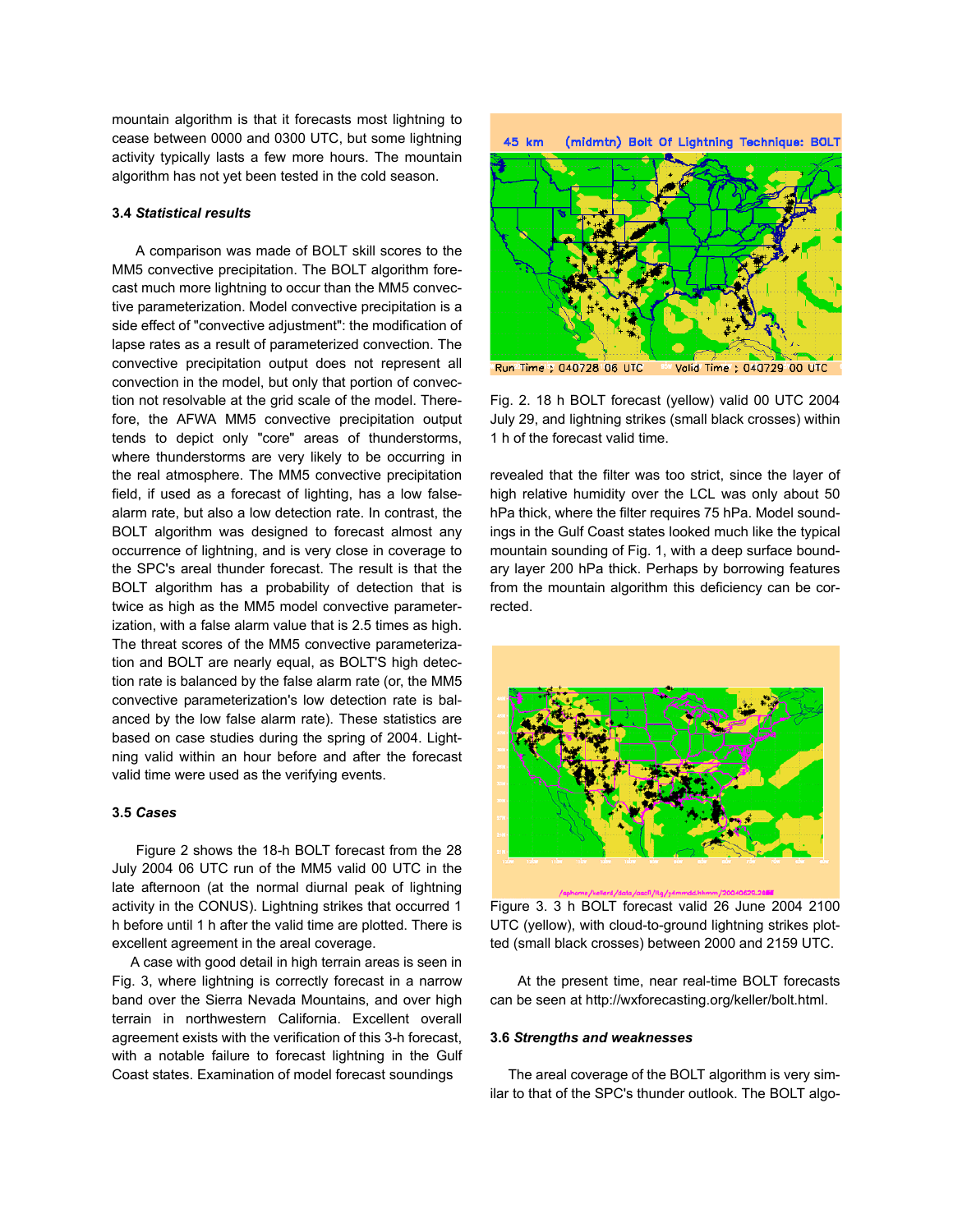mountain algorithm is that it forecasts most lightning to cease between 0000 and 0300 UTC, but some lightning activity typically lasts a few more hours. The mountain algorithm has not yet been tested in the cold season.

### 3.4 *Statistical results*

A comparison was made of BOLT skill scores to the MM5 convective precipitation. The BOLT algorithm forecast much more lightning to occur than the MM5 convective parameterization. Model convective precipitation is a side effect of "convective adjustment": the modification of lapse rates as a result of parameterized convection. The convective precipitation output does not represent all convection in the model, but only that portion of convection not resolvable at the grid scale of the model. Therefore, the AFWA MM5 convective precipitation output tends to depict only "core" areas of thunderstorms, where thunderstorms are very likely to be occurring in the real atmosphere. The MM5 convective precipitation field, if used as a forecast of lighting, has a low false-alarm rate, but also a low detection rate. In contrast, the BOLT algorithm was designed to forecast almost any occurrence of lightning, and is very close in coverage to the SPC's areal thunder forecast. The result is that the BOLT algorithm has a probability of detection that is twice as high as the MM5 model convective parameterization, with a false alarm value that is 2.5 times as high. The threat scores of the MM5 convective parameterization and BOLT are nearly equal, as BOLT'S high detection rate is balanced by the false alarm rate (or, the MM5 convective parameterization's low detection rate is balanced by the low false alarm rate). These statistics are based on case studies during the spring of 2004. Lightning valid within an hour before and after the forecast valid time were used as the verifying events.

### 3.5 *Cases*

Figure 2 shows the 18-h BOLT forecast from the 28 July 2004 06 UTC run of the MM5 valid 00 UTC in the late afternoon (at the normal diurnal peak of lightning activity in the CONUS). Lightning strikes that occurred 1 h before until 1 h after the valid time are plotted. There is excellent agreement in the areal coverage.

A case with good detail in high terrain areas is seen in Fig. 3, where lightning is correctly forecast in a narrow band over the Sierra Nevada Mountains, and over high terrain in northwestern California. Excellent overall agreement exists with the verification of this 3-h forecast, with a notable failure to forecast lightning in the Gulf Coast states. Examination of model forecast soundings revealed that the filter was too strict, since the layer of high relative humidity over the LCL was only about 50 hPa thick, where the filter requires 75 hPa. Model soundings in the Gulf Coast states looked much like the typical mountain sounding of Fig. 1, with a deep surface boundary layer 200 hPa thick. Perhaps by borrowing features from the mountain algorithm this deficiency can be corrected.

Fig. 2. 18 h BOLT forecast (yellow) valid 00 UTC 2004 July 29, and lightning strikes (small black crosses) within 1 h of the forecast valid time.

Figure 3. 3 h BOLT forecast valid 26 June 2004 2100 UTC (yellow), with cloud-to-ground lightning strikes plotted (small black crosses) between 2000 and 2159 UTC.

At the present time, near real-time BOLT forecasts can be seen at http://wxforecasting.org/keller/bolt.html.

### 3.6 *Strengths and weaknesses*

The areal coverage of the BOLT algorithm is very similar to that of the SPC's thunder outlook. The BOLT algo-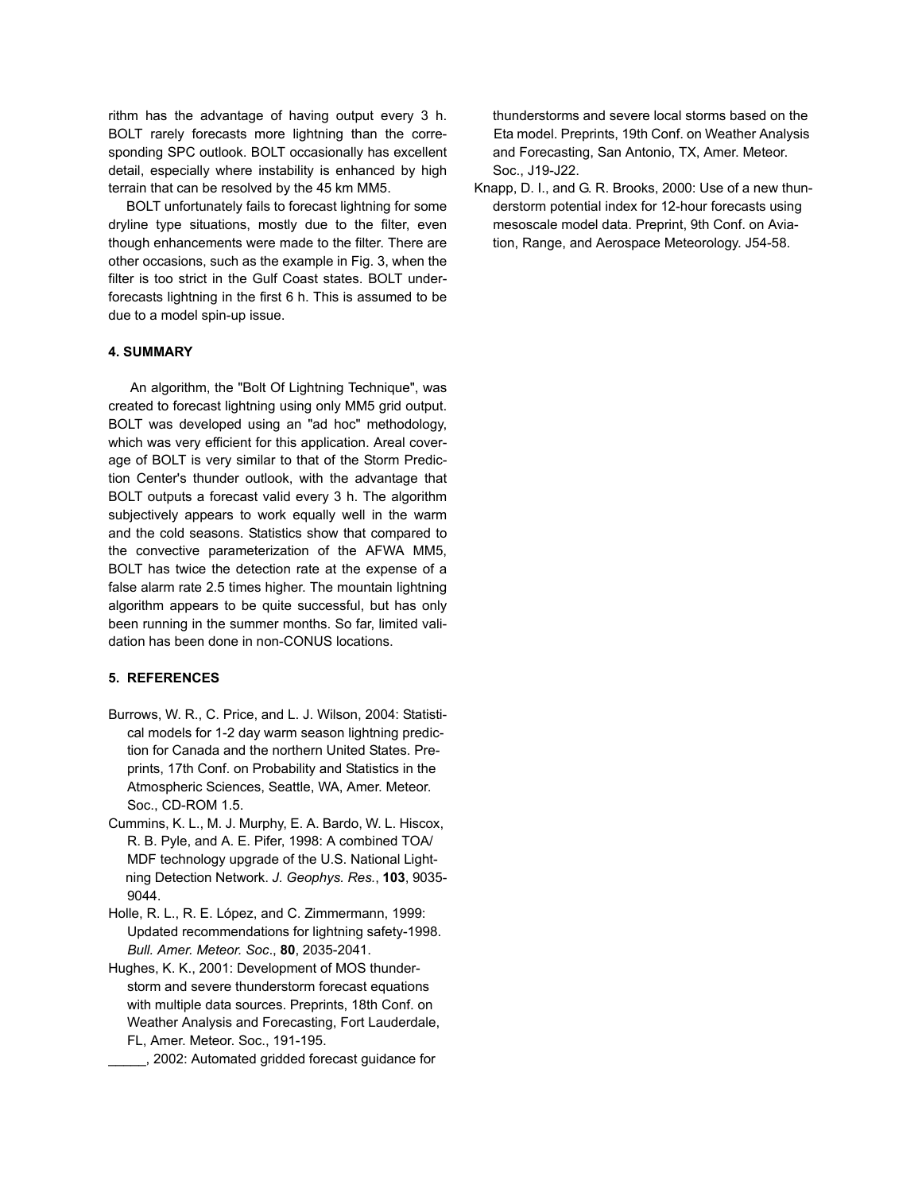rithm has the advantage of having output every 3 h. BOLT rarely forecasts more lightning than the corresponding SPC outlook. BOLT occasionally has excellent detail, especially where instability is enhanced by high terrain that can be resolved by the 45 km MM5.

BOLT unfortunately fails to forecast lightning for some dryline type situations, mostly due to the filter, even though enhancements were made to the filter. There are other occasions, such as the example in Fig. 3, when the filter is too strict in the Gulf Coast states. BOLT underforecasts lightning in the first 6 h. This is assumed to be due to a model spin-up issue.

## 4. SUMMARY

An algorithm, the "Bolt Of Lightning Technique", was created to forecast lightning using only MM5 grid output. BOLT was developed using an "ad hoc" methodology, which was very efficient for this application. Areal coverage of BOLT is very similar to that of the Storm Prediction Center's thunder outlook, with the advantage that BOLT outputs a forecast valid every 3 h. The algorithm subjectively appears to work equally well in the warm and the cold seasons. Statistics show that compared to the convective parameterization of the AFWA MM5, BOLT has twice the detection rate at the expense of a false alarm rate 2.5 times higher. The mountain lightning algorithm appears to be quite successful, but has only been running in the summer months. So far, limited validation has been done in non-CONUS locations.

## 5. REFERENCES

Burrows, W. R., C. Price, and L. J. Wilson, 2004: Statistical models for 1-2 day warm season lightning prediction for Canada and the northern United States. Preprints, 17th Conf. on Probability and Statistics in the Atmospheric Sciences, Seattle, WA, Amer. Meteor. Soc., CD-ROM 1.5.

Cummins, K. L., M. J. Murphy, E. A. Bardo, W. L. Hiscox, R. B. Pyle, and A. E. Pifer, 1998: A combined TOA/MDF technology upgrade of the U.S. National Lightning Detection Network. *J. Geophys. Res.*, **103**, 9035-9044.

Holle, R. L., R. E. López, and C. Zimmermann, 1999: Updated recommendations for lightning safety-1998. *Bull. Amer. Meteor. Soc*., **80**, 2035-2041.

Hughes, K. K., 2001: Development of MOS thunderstorm and severe thunderstorm forecast equations with multiple data sources. Preprints, 18th Conf. on Weather Analysis and Forecasting, Fort Lauderdale, FL, Amer. Meteor. Soc., 191-195.

_____, 2002: Automated gridded forecast guidance for thunderstorms and severe local storms based on the Eta model. Preprints, 19th Conf. on Weather Analysis and Forecasting, San Antonio, TX, Amer. Meteor. Soc., J19-J22.

Knapp, D. I., and G. R. Brooks, 2000: Use of a new thunderstorm potential index for 12-hour forecasts using mesoscale model data. Preprint, 9th Conf. on Aviation, Range, and Aerospace Meteorology. J54-58.